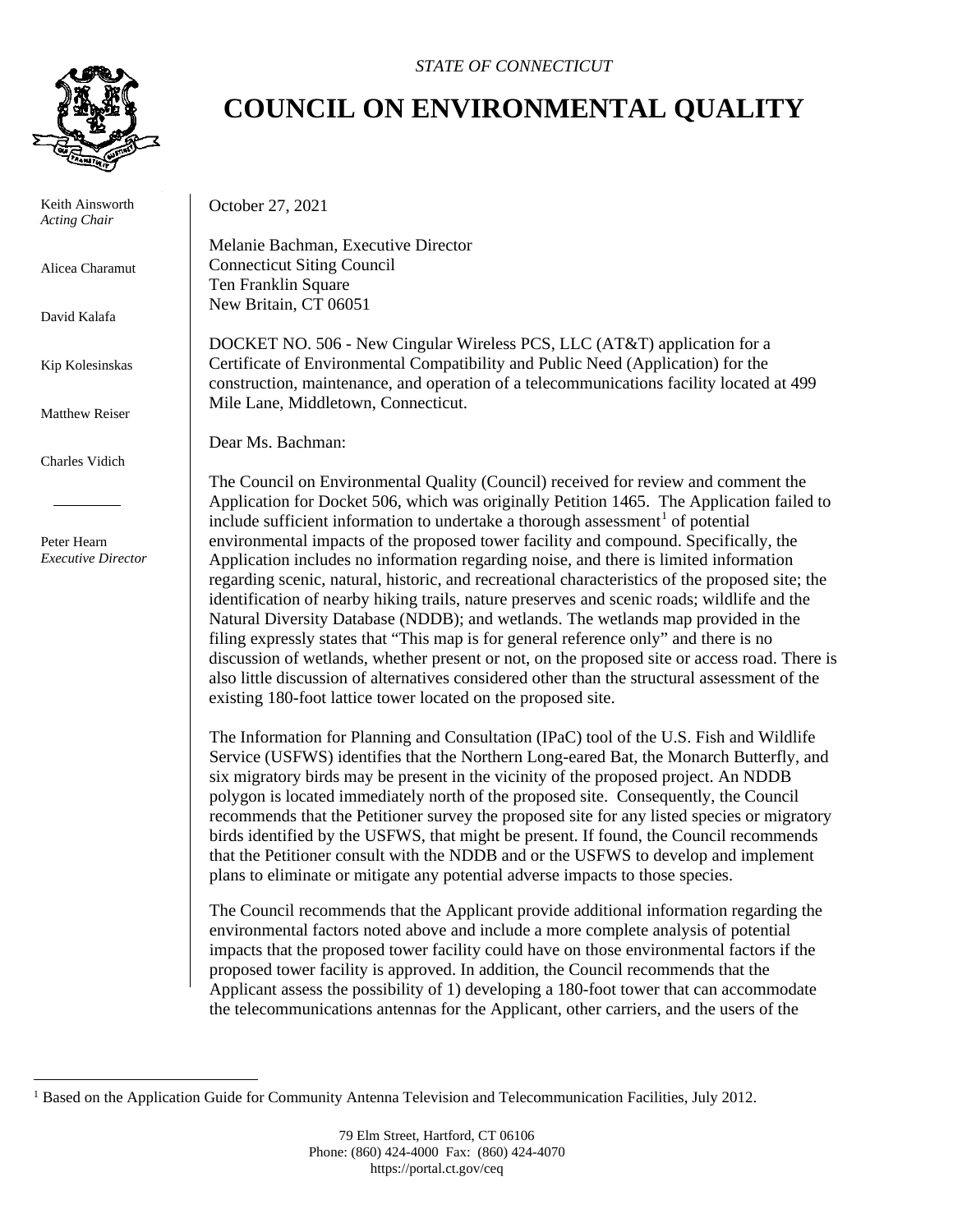*STATE OF CONNECTICUT*

# COUNCIL ON ENVIRONMENTAL QUALITY

Keith Ainsworth
*Acting Chair*

Alicea Charamut

David Kalafa

Kip Kolesinskas

Matthew Reiser

Charles Vidich

Peter Hearn
*Executive Director*

October 27, 2021

Melanie Bachman, Executive Director
Connecticut Siting Council
Ten Franklin Square
New Britain, CT 06051

DOCKET NO. 506 - New Cingular Wireless PCS, LLC (AT&T) application for a Certificate of Environmental Compatibility and Public Need (Application) for the construction, maintenance, and operation of a telecommunications facility located at 499 Mile Lane, Middletown, Connecticut.

Dear Ms. Bachman:

The Council on Environmental Quality (Council) received for review and comment the Application for Docket 506, which was originally Petition 1465. The Application failed to include sufficient information to undertake a thorough assessment[1] of potential environmental impacts of the proposed tower facility and compound. Specifically, the Application includes no information regarding noise, and there is limited information regarding scenic, natural, historic, and recreational characteristics of the proposed site; the identification of nearby hiking trails, nature preserves and scenic roads; wildlife and the Natural Diversity Database (NDDB); and wetlands. The wetlands map provided in the filing expressly states that "This map is for general reference only" and there is no discussion of wetlands, whether present or not, on the proposed site or access road. There is also little discussion of alternatives considered other than the structural assessment of the existing 180-foot lattice tower located on the proposed site.

The Information for Planning and Consultation (IPaC) tool of the U.S. Fish and Wildlife Service (USFWS) identifies that the Northern Long-eared Bat, the Monarch Butterfly, and six migratory birds may be present in the vicinity of the proposed project. An NDDB polygon is located immediately north of the proposed site. Consequently, the Council recommends that the Petitioner survey the proposed site for any listed species or migratory birds identified by the USFWS, that might be present. If found, the Council recommends that the Petitioner consult with the NDDB and or the USFWS to develop and implement plans to eliminate or mitigate any potential adverse impacts to those species.

The Council recommends that the Applicant provide additional information regarding the environmental factors noted above and include a more complete analysis of potential impacts that the proposed tower facility could have on those environmental factors if the proposed tower facility is approved. In addition, the Council recommends that the Applicant assess the possibility of 1) developing a 180-foot tower that can accommodate the telecommunications antennas for the Applicant, other carriers, and the users of the

[1] Based on the Application Guide for Community Antenna Television and Telecommunication Facilities, July 2012.

79 Elm Street, Hartford, CT 06106
Phone: (860) 424-4000 Fax: (860) 424-4070
https://portal.ct.gov/ceq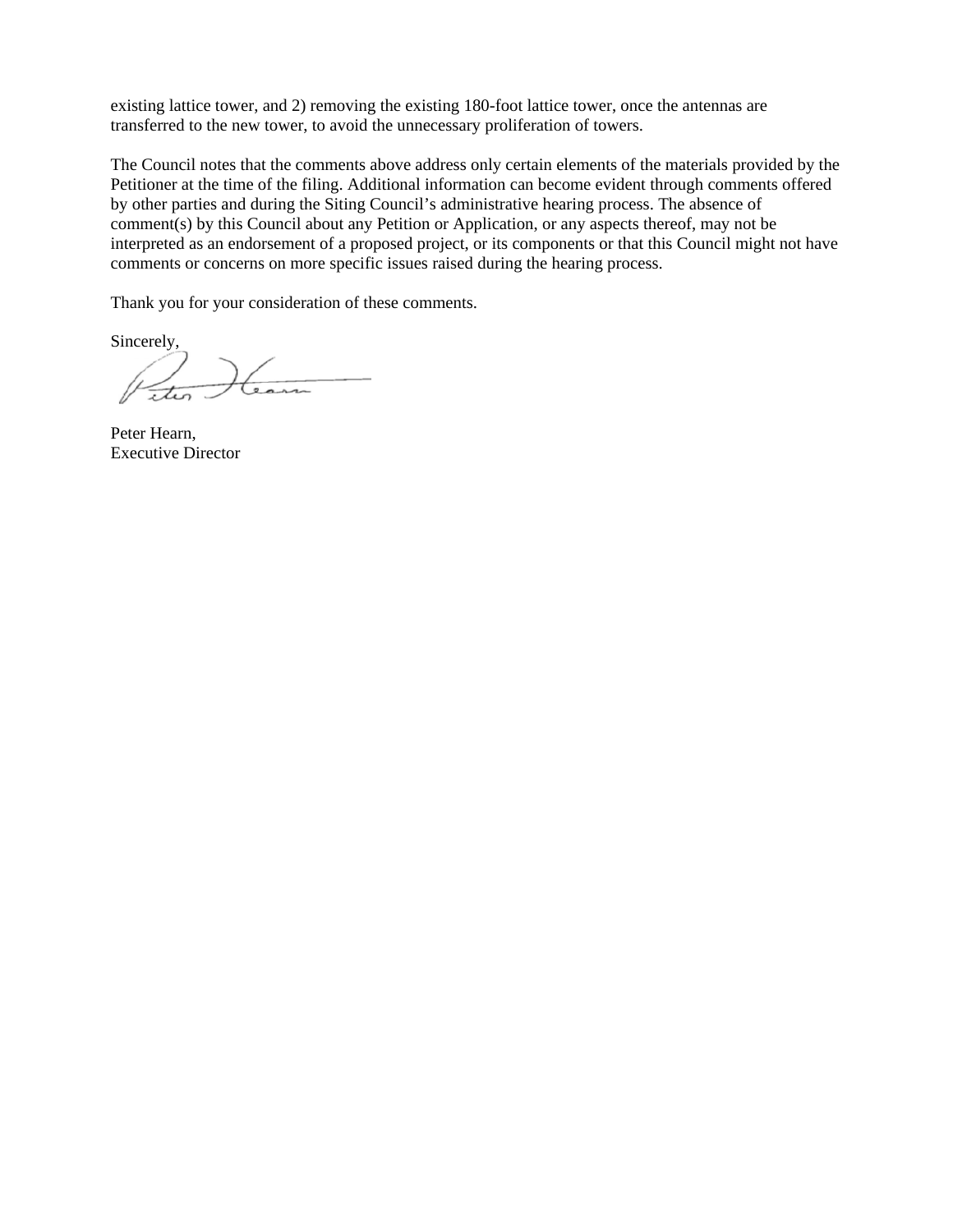existing lattice tower, and 2) removing the existing 180-foot lattice tower, once the antennas are transferred to the new tower, to avoid the unnecessary proliferation of towers.

The Council notes that the comments above address only certain elements of the materials provided by the Petitioner at the time of the filing. Additional information can become evident through comments offered by other parties and during the Siting Council's administrative hearing process. The absence of comment(s) by this Council about any Petition or Application, or any aspects thereof, may not be interpreted as an endorsement of a proposed project, or its components or that this Council might not have comments or concerns on more specific issues raised during the hearing process.

Thank you for your consideration of these comments.

Sincerely,

Peter Hearn,
Executive Director